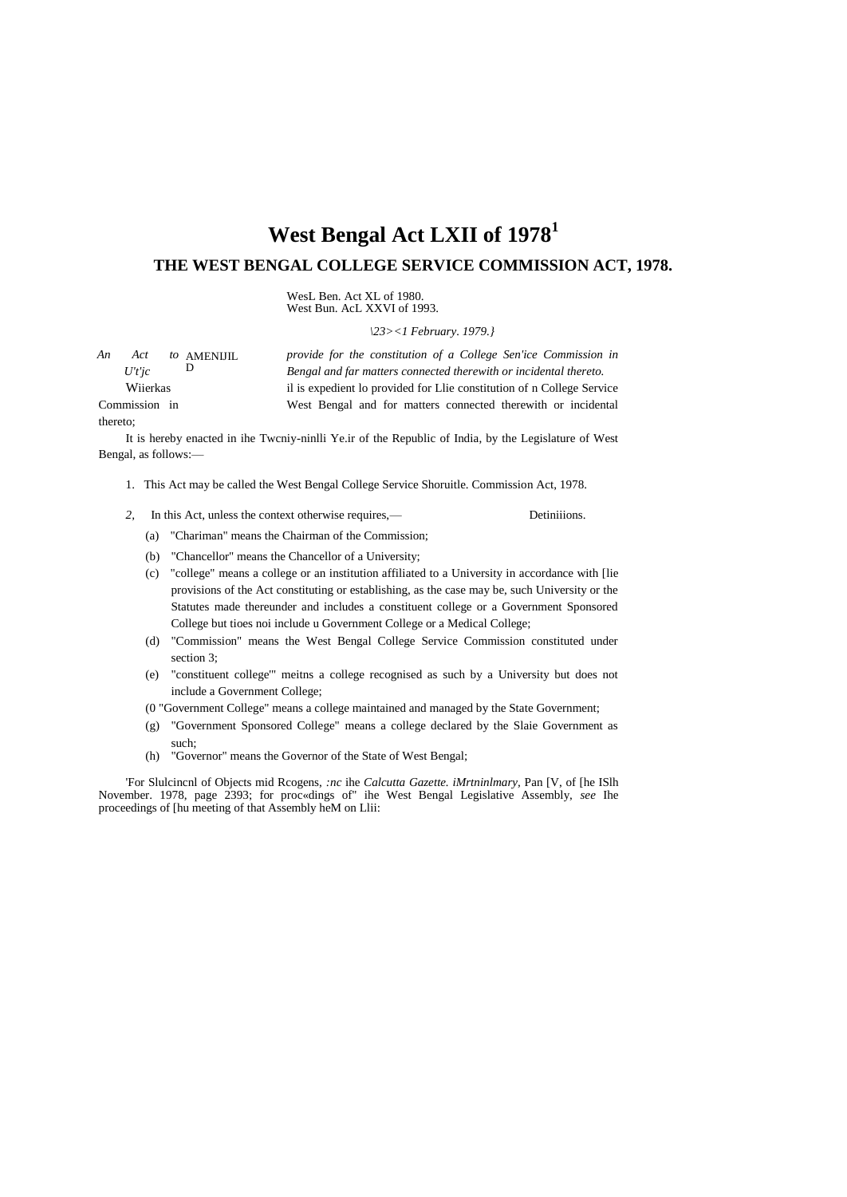# West Bengal Act LXII of 1978[1]

## THE WEST BENGAL COLLEGE SERVICE COMMISSION ACT, 1978.

WesL Ben. Act XL of 1980.
West Bun. AcL XXVI of 1993.

*\23><1 February. 1979.}*

*An Act to* AMENIJIL D *provide for the constitution of a College Sen'ice Commission in Bengal and far matters connected therewith or incidental thereto.*

*U't'jc*

Wiierkas il is expedient lo provided for Llie constitution of n College Service Commission in West Bengal and for matters connected therewith or incidental thereto;

It is hereby enacted in ihe Twcniy-ninlli Ye.ir of the Republic of India, by the Legislature of West Bengal, as follows:—

1. This Act may be called the West Bengal College Service Shoruitle. Commission Act, 1978.

*2,* In this Act, unless the context otherwise requires,— Detiniiions.

(a) "Chariman" means the Chairman of the Commission;

(b) "Chancellor" means the Chancellor of a University;

(c) "college" means a college or an institution affiliated to a University in accordance with [lie provisions of the Act constituting or establishing, as the case may be, such University or the Statutes made thereunder and includes a constituent college or a Government Sponsored College but tioes noi include u Government College or a Medical College;

(d) "Commission" means the West Bengal College Service Commission constituted under section 3;

(e) "constituent college"' meitns a college recognised as such by a University but does not include a Government College;

(0 "Government College" means a college maintained and managed by the State Government;

(g) "Government Sponsored College" means a college declared by the Slaie Government as such;

(h) "Governor" means the Governor of the State of West Bengal;

'For Slulcincnl of Objects mid Rcogens, *:nc* ihe *Calcutta Gazette. iMrtninlmary,* Pan [V, of [he ISlh November. 1978, page 2393; for proc«dings of" ihe West Bengal Legislative Assembly, *see* Ihe proceedings of [hu meeting of that Assembly heM on Llii: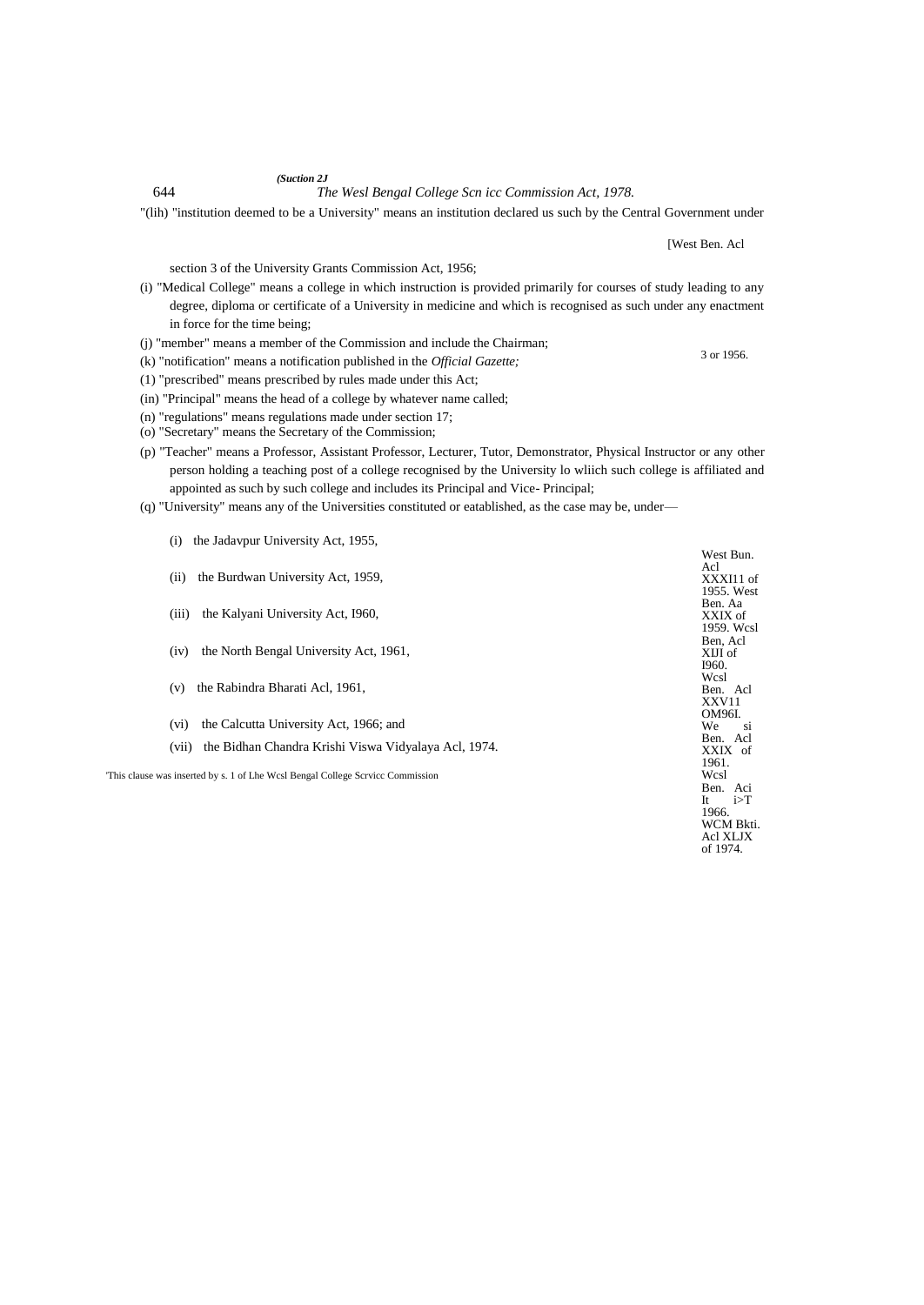"(lih) "institution deemed to be a University" means an institution declared us such by the Central Government under

[West Ben. Acl

section 3 of the University Grants Commission Act, 1956;

(i) "Medical College" means a college in which instruction is provided primarily for courses of study leading to any degree, diploma or certificate of a University in medicine and which is recognised as such under any enactment in force for the time being;

(j) "member" means a member of the Commission and include the Chairman;

(k) "notification" means a notification published in the *Official Gazette;*

3 or 1956.

(1) "prescribed" means prescribed by rules made under this Act;

(in) "Principal" means the head of a college by whatever name called;

(n) "regulations" means regulations made under section 17;

(o) "Secretary" means the Secretary of the Commission;

(p) "Teacher" means a Professor, Assistant Professor, Lecturer, Tutor, Demonstrator, Physical Instructor or any other person holding a teaching post of a college recognised by the University lo wliich such college is affiliated and appointed as such by such college and includes its Principal and Vice- Principal;

(q) "University" means any of the Universities constituted or eatablished, as the case may be, under—

(i) the Jadavpur University Act, 1955,

(ii) the Burdwan University Act, 1959,

(iii) the Kalyani University Act, I960,

(iv) the North Bengal University Act, 1961,

(v) the Rabindra Bharati Acl, 1961,

(vi) the Calcutta University Act, 1966; and

(vii) the Bidhan Chandra Krishi Viswa Vidyalaya Acl, 1974.

West Bun. Acl XXXI11 of 1955. West Ben. Aa XXIX of 1959. Wcsl Ben, Acl XIJI of I960. Wcsl Ben. Acl XXV11 OM96I. We si Ben. Acl XXIX of 1961. Wcsl Ben. Aci It i>T 1966. WCM Bkti. Acl XLJX of 1974.

'This clause was inserted by s. 1 of Lhe Wcsl Bengal College Scrvicc Commission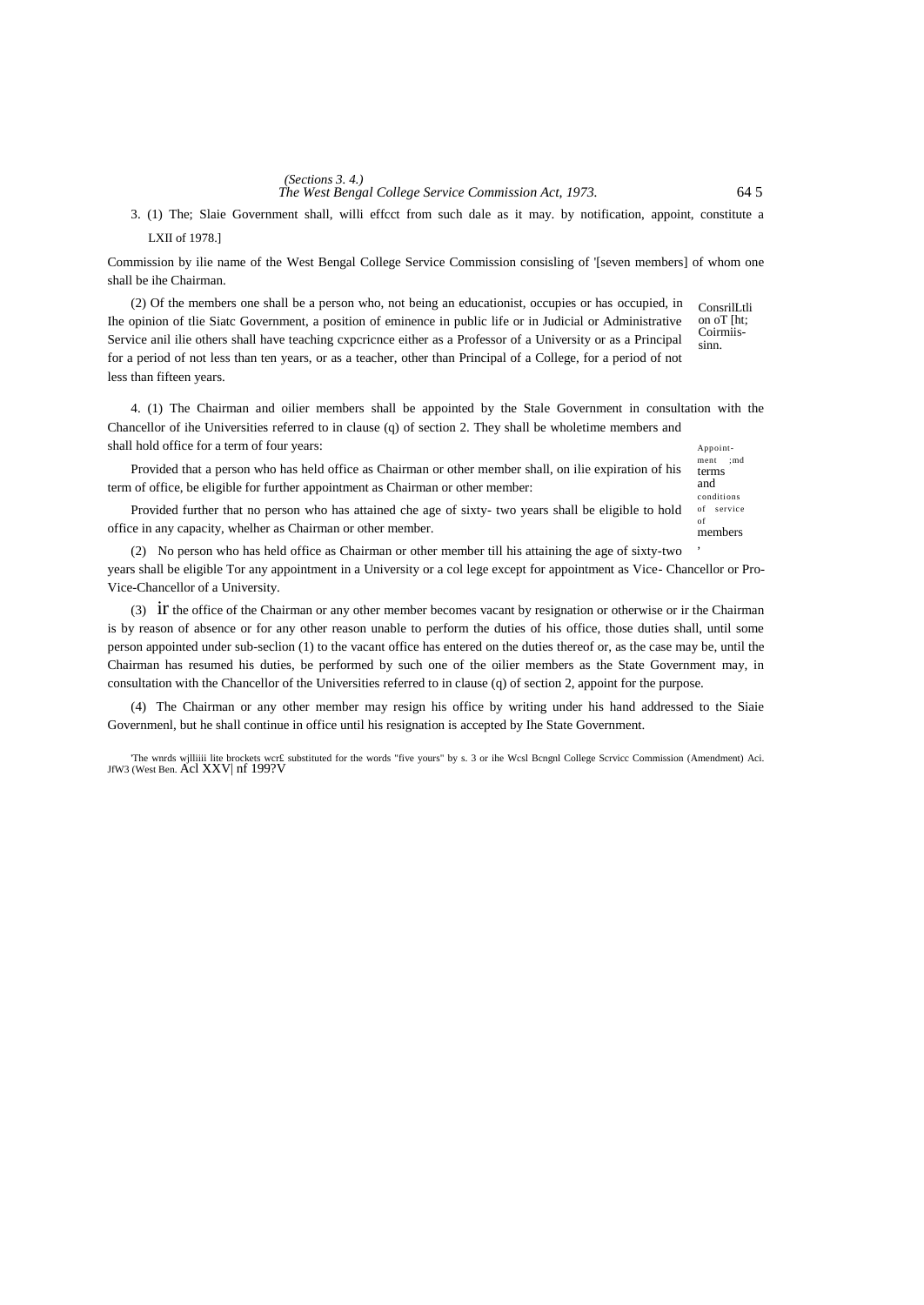3. (1) The; Slaie Government shall, willi effcct from such dale as it may. by notification, appoint, constitute a Commission by ilie name of the West Bengal College Service Commission consisling of '[seven members] of whom one shall be ihe Chairman.

LXII of 1978.]

ConsrilLtli on oT [ht; Coirmiis-sinn.

(2) Of the members one shall be a person who, not being an educationist, occupies or has occupied, in Ihe opinion of tlie Siatc Government, a position of eminence in public life or in Judicial or Administrative Service anil ilie others shall have teaching cxpcricnce either as a Professor of a University or as a Principal for a period of not less than ten years, or as a teacher, other than Principal of a College, for a period of not less than fifteen years.

Appoint-ment ;md terms and conditions of service of members,

4. (1) The Chairman and oilier members shall be appointed by the Stale Government in consultation with the Chancellor of ihe Universities referred to in clause (q) of section 2. They shall be wholetime members and shall hold office for a term of four years:

Provided that a person who has held office as Chairman or other member shall, on ilie expiration of his term of office, be eligible for further appointment as Chairman or other member:

Provided further that no person who has attained che age of sixty- two years shall be eligible to hold office in any capacity, whelher as Chairman or other member.

(2) No person who has held office as Chairman or other member till his attaining the age of sixty-two years shall be eligible Tor any appointment in a University or a col lege except for appointment as Vice- Chancellor or Pro-Vice-Chancellor of a University.

(3) ir the office of the Chairman or any other member becomes vacant by resignation or otherwise or ir the Chairman is by reason of absence or for any other reason unable to perform the duties of his office, those duties shall, until some person appointed under sub-seclion (1) to the vacant office has entered on the duties thereof or, as the case may be, until the Chairman has resumed his duties, be performed by such one of the oilier members as the State Government may, in consultation with the Chancellor of the Universities referred to in clause (q) of section 2, appoint for the purpose.

(4) The Chairman or any other member may resign his office by writing under his hand addressed to the Siaie Governmenl, but he shall continue in office until his resignation is accepted by Ihe State Government.

'The wnrds wjlliiii lite brockets wcr£ substituted for the words "five yours" by s. 3 or ihe Wcsl Bcngnl College Scrvicc Commission (Amendment) Aci. JfW3 (West Ben. Acl XXV| nf 199?V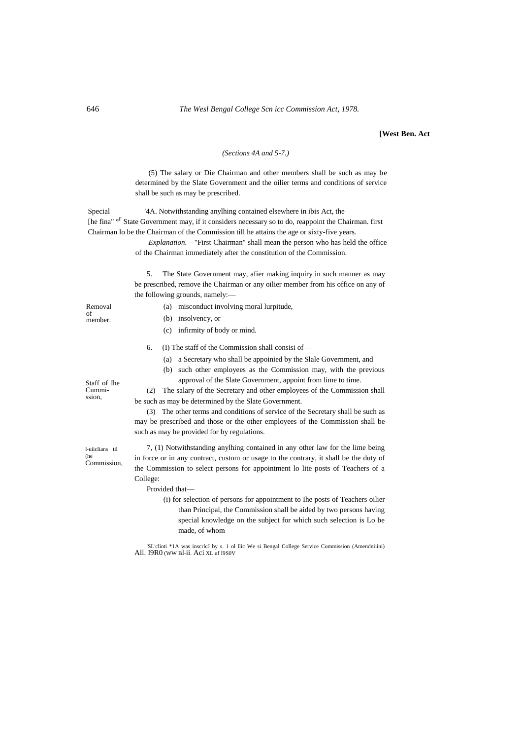[West Ben. Act

*(Sections 4A and 5-7.)*

(5) The salary or Die Chairman and other members shall be such as may be determined by the Slate Government and the oilier terms and conditions of service shall be such as may be prescribed.

Special [he fina" oF Chairman lo be the first Chairman of the Commission.

'4A. Notwithstanding anylhing contained elsewhere in ibis Act, the State Government may, if it considers necessary so to do, reappoint the Chairman. first Chairman of the Commission till he attains the age or sixty-five years.

*Explanation.*—"First Chairman" shall mean the person who has held the office of the Chairman immediately after the constitution of the Commission.

Removal of member.

5. The State Government may, afier making inquiry in such manner as may be prescribed, remove ihe Chairman or any oilier member from his office on any of the following grounds, namely:—

(a) misconduct involving moral lurpitude,

(b) insolvency, or

(c) infirmity of body or mind.

Staff of Ihe Cummi-ssion,

6. (I) The staff of the Commission shall consisi of—

(a) a Secretary who shall be appoinied by the Slale Government, and

(b) such other employees as the Commission may, with the previous approval of the Slate Government, appoint from lime to time.

(2) The salary of the Secretary and other employees of the Commission shall be such as may be determined by the Slate Government.

(3) The other terms and conditions of service of the Secretary shall be such as may be prescribed and those or the other employees of the Commission shall be such as may be provided for by regulations.

l-uiiclians til (he Commission,

7, (1) Notwithstanding anylhing contained in any other law for the lime being in force or in any contract, custom or usage to the contrary, it shall be the duty of the Commission to select persons for appointment lo lite posts of Teachers of a College:

Provided that—

(i) for selection of persons for appointment to Ihe posts of Teachers oilier than Principal, the Commission shall be aided by two persons having special knowledge on the subject for which such selection is Lo be made, of whom

'SL'clioti *1A was inscrlcJ by s. 1 ol llic We si Bengal College Service Commission (Amendniiini) All. I9R0 (WW Bl-ii. Aci XL uf I9S0V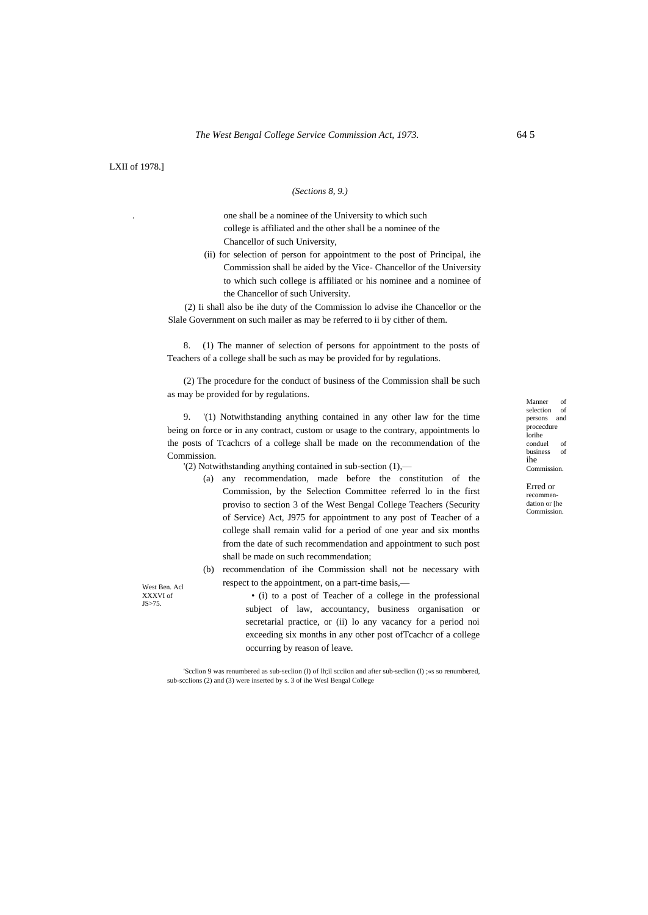LXII of 1978.]

*(Sections 8, 9.)*

one shall be a nominee of the University to which such college is affiliated and the other shall be a nominee of the Chancellor of such University,

(ii) for selection of person for appointment to the post of Principal, ihe Commission shall be aided by the Vice- Chancellor of the University to which such college is affiliated or his nominee and a nominee of the Chancellor of such University.

(2) Ii shall also be ihe duty of the Commission lo advise ihe Chancellor or the Slale Government on such mailer as may be referred to ii by cither of them.

Manner of selection of persons and procecdure lorihe conduel of business of ihe Commission.

8. (1) The manner of selection of persons for appointment to the posts of Teachers of a college shall be such as may be provided for by regulations.

(2) The procedure for the conduct of business of the Commission shall be such as may be provided for by regulations.

Erred or recommendation or [he Commission.

9. '(1) Notwithstanding anything contained in any other law for the time being on force or in any contract, custom or usage to the contrary, appointments lo the posts of Tcachcrs of a college shall be made on the recommendation of the Commission.

'(2) Notwithstanding anything contained in sub-section (1),—

(a) any recommendation, made before the constitution of the Commission, by the Selection Committee referred lo in the first proviso to section 3 of the West Bengal College Teachers (Security of Service) Act, J975 for appointment to any post of Teacher of a college shall remain valid for a period of one year and six months from the date of such recommendation and appointment to such post shall be made on such recommendation;

West Ben. Acl XXXVI of JS>75.

(b) recommendation of ihe Commission shall not be necessary with respect to the appointment, on a part-time basis,—

• (i) to a post of Teacher of a college in the professional subject of law, accountancy, business organisation or secretarial practice, or (ii) lo any vacancy for a period noi exceeding six months in any other post ofTcachcr of a college occurring by reason of leave.

'Scclion 9 was renumbered as sub-seclion (I) of lh;il scciion and after sub-seclion (I) ;«s so renumbered, sub-scclions (2) and (3) were inserted by s. 3 of ihe Wesl Bengal College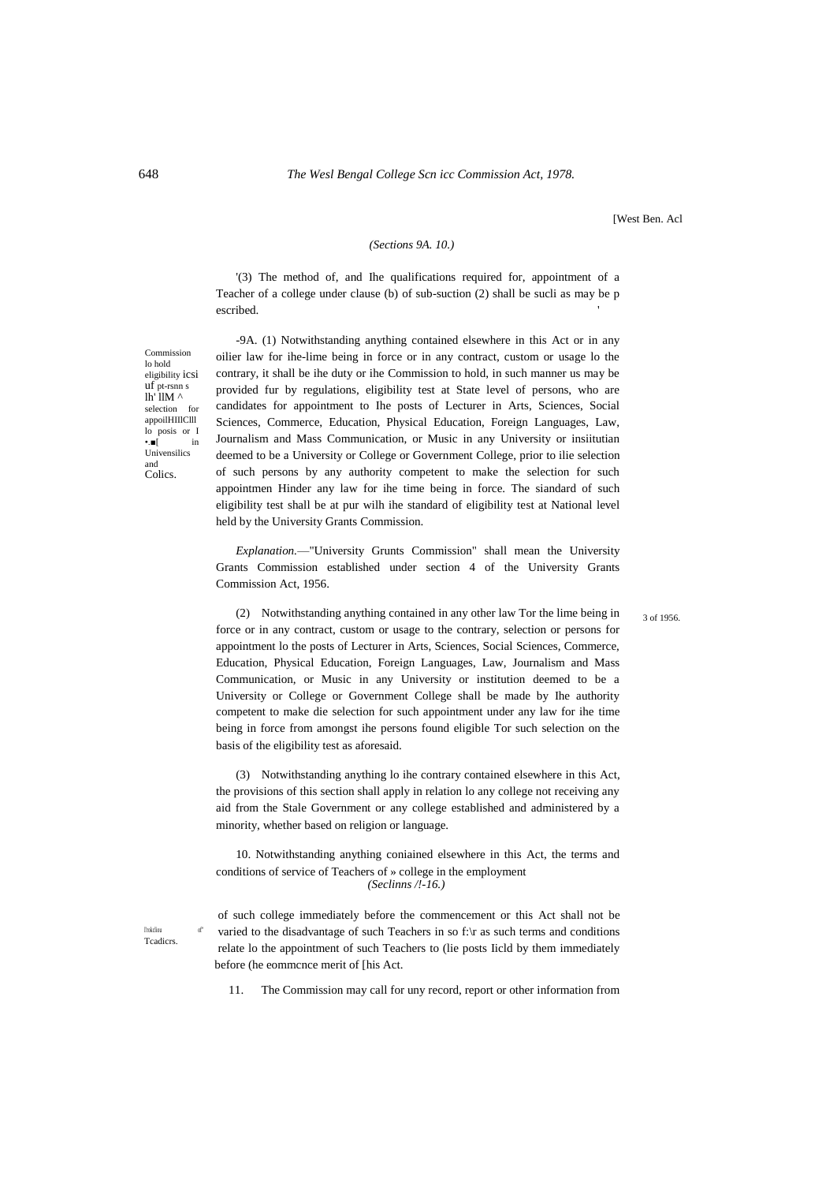[West Ben. Acl

*(Sections 9A. 10.)*

'(3) The method of, and Ihe qualifications required for, appointment of a Teacher of a college under clause (b) of sub-suction (2) shall be sucli as may be p escribed.

Commission lo hold eligibility icsi uf pt-rsnn s lh' llM ^ selection for appoilHIllClll lo posis or I •.■[ in Univensilics and Colics.

-9A. (1) Notwithstanding anything contained elsewhere in this Act or in any oilier law for ihe-lime being in force or in any contract, custom or usage lo the contrary, it shall be ihe duty or ihe Commission to hold, in such manner us may be provided fur by regulations, eligibility test at State level of persons, who are candidates for appointment to Ihe posts of Lecturer in Arts, Sciences, Social Sciences, Commerce, Education, Physical Education, Foreign Languages, Law, Journalism and Mass Communication, or Music in any University or insiitutian deemed to be a University or College or Government College, prior to ilie selection of such persons by any authority competent to make the selection for such appointmen Hinder any law for ihe time being in force. The siandard of such eligibility test shall be at pur wilh ihe standard of eligibility test at National level held by the University Grants Commission.

*Explanation.*—"University Grunts Commission" shall mean the University Grants Commission established under section 4 of the University Grants Commission Act, 1956.

3 of 1956.

(2) Notwithstanding anything contained in any other law Tor the lime being in force or in any contract, custom or usage to the contrary, selection or persons for appointment lo the posts of Lecturer in Arts, Sciences, Social Sciences, Commerce, Education, Physical Education, Foreign Languages, Law, Journalism and Mass Communication, or Music in any University or institution deemed to be a University or College or Government College shall be made by Ihe authority competent to make die selection for such appointment under any law for ihe time being in force from amongst ihe persons found eligible Tor such selection on the basis of the eligibility test as aforesaid.

(3) Notwithstanding anything lo ihe contrary contained elsewhere in this Act, the provisions of this section shall apply in relation lo any college not receiving any aid from the Stale Government or any college established and administered by a minority, whether based on religion or language.

10. Notwithstanding anything coniained elsewhere in this Act, the terms and conditions of service of Teachers of » college in the employment

*(Seclinns /!-16.)*

I'rokdiou d' Tcadicrs.

of such college immediately before the commencement or this Act shall not be varied to the disadvantage of such Teachers in so f:\r as such terms and conditions relate lo the appointment of such Teachers to (lie posts Iicld by them immediately before (he eommcnce merit of [his Act.

11. The Commission may call for uny record, report or other information from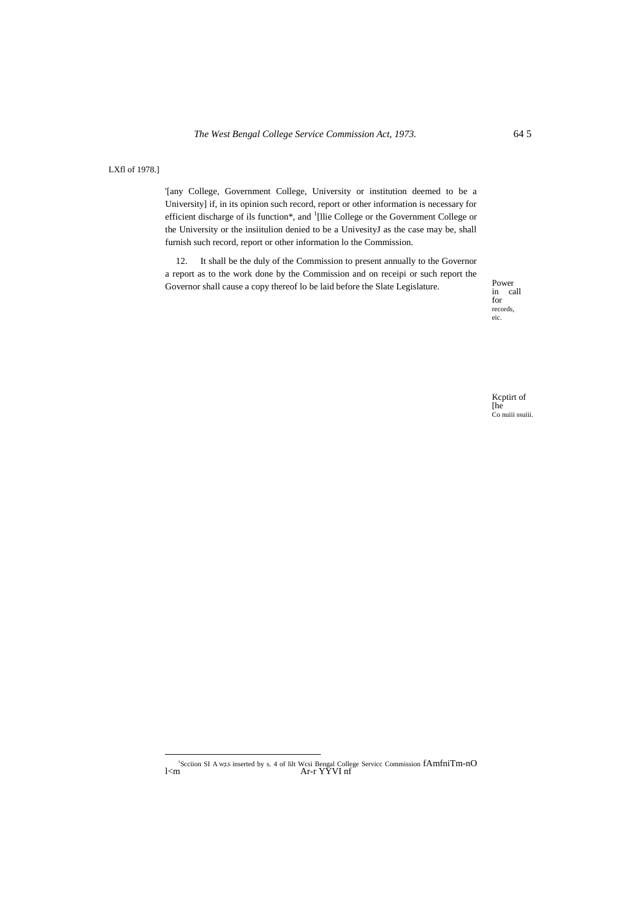LXfl of 1978.]

'[any College, Government College, University or institution deemed to be a University] if, in its opinion such record, report or other information is necessary for efficient discharge of ils function*, and [1][llie College or the Government College or the University or the insiitulion denied to be a UnivesityJ as the case may be, shall furnish such record, report or other information lo the Commission.

Power in call for records, eic.

12. It shall be the duly of the Commission to present annually to the Governor a report as to the work done by the Commission and on receipi or such report the Governor shall cause a copy thereof lo be laid before the Slate Legislature.

Kcptirt of [he Co nuiii ssuiii.

---

[1]Scciion SI A w;t.s inserted by s. 4 of lilt Wcsi Bengal College Servicc Commission fAmfniTm-nO l<m Ar-r YYVI nf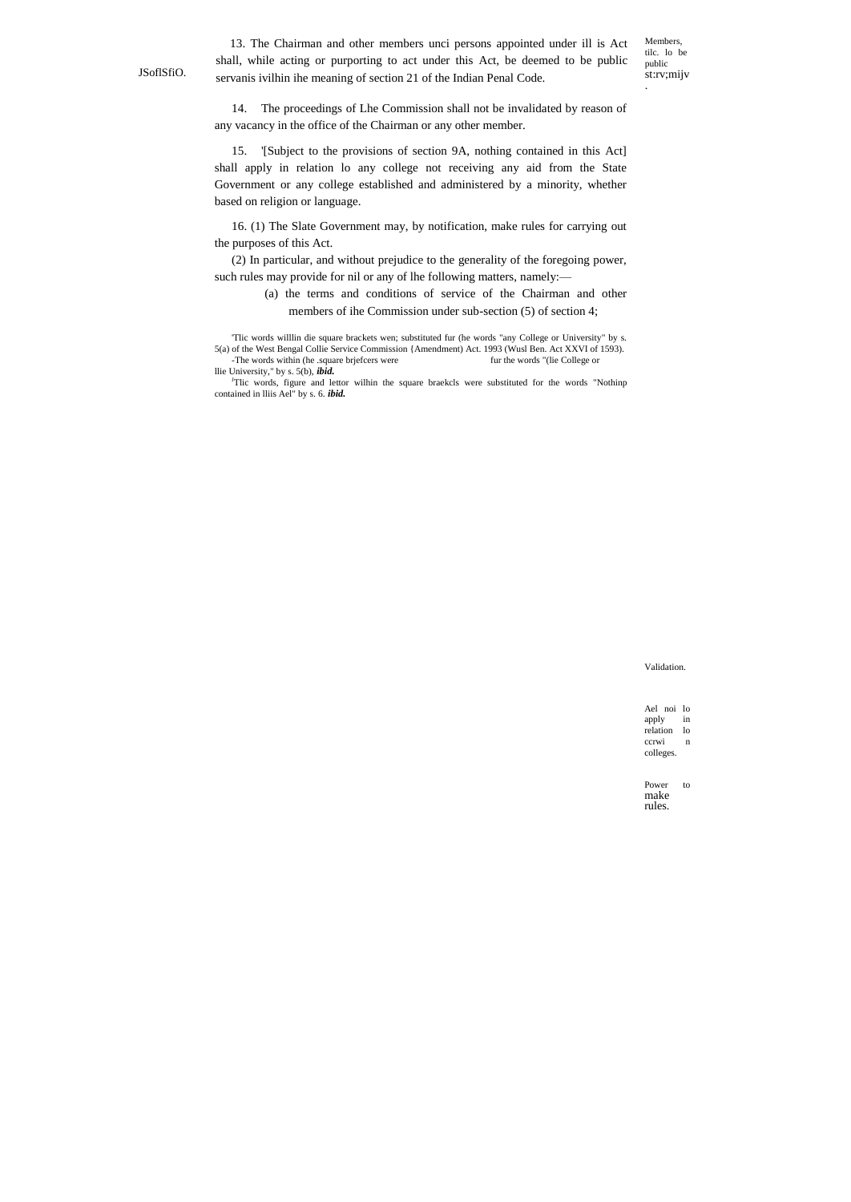13. The Chairman and other members unci persons appointed under ill is Act shall, while acting or purporting to act under this Act, be deemed to be public servanis ivilhin ihe meaning of section 21 of the Indian Penal Code.

Members, tilc. lo be public st:rv;mijv.

JSoflSfiO.

14. The proceedings of Lhe Commission shall not be invalidated by reason of any vacancy in the office of the Chairman or any other member.

Validation.

15. '[Subject to the provisions of section 9A, nothing contained in this Act] shall apply in relation lo any college not receiving any aid from the State Government or any college established and administered by a minority, whether based on religion or language.

Ael noi lo apply in relation lo ccrwi n colleges.

16. (1) The Slate Government may, by notification, make rules for carrying out the purposes of this Act.

Power to make rules.

(2) In particular, and without prejudice to the generality of the foregoing power, such rules may provide for nil or any of lhe following matters, namely:—

(a) the terms and conditions of service of the Chairman and other members of ihe Commission under sub-section (5) of section 4;

'Tlic words willlin die square brackets wen; substituted fur (he words "any College or University" by s. 5(a) of the West Bengal Collie Service Commission {Amendment) Act. 1993 (Wusl Ben. Act XXVI of 1593).

-The words within (he .square brjefcers were fur the words "(lie College or llie University," by s. 5(b), ***ibid.***

[J]Tlic words, figure and lettor wilhin the square braekcls were substituted for the words "Nothinp contained in lliis Ael" by s. 6. ***ibid.***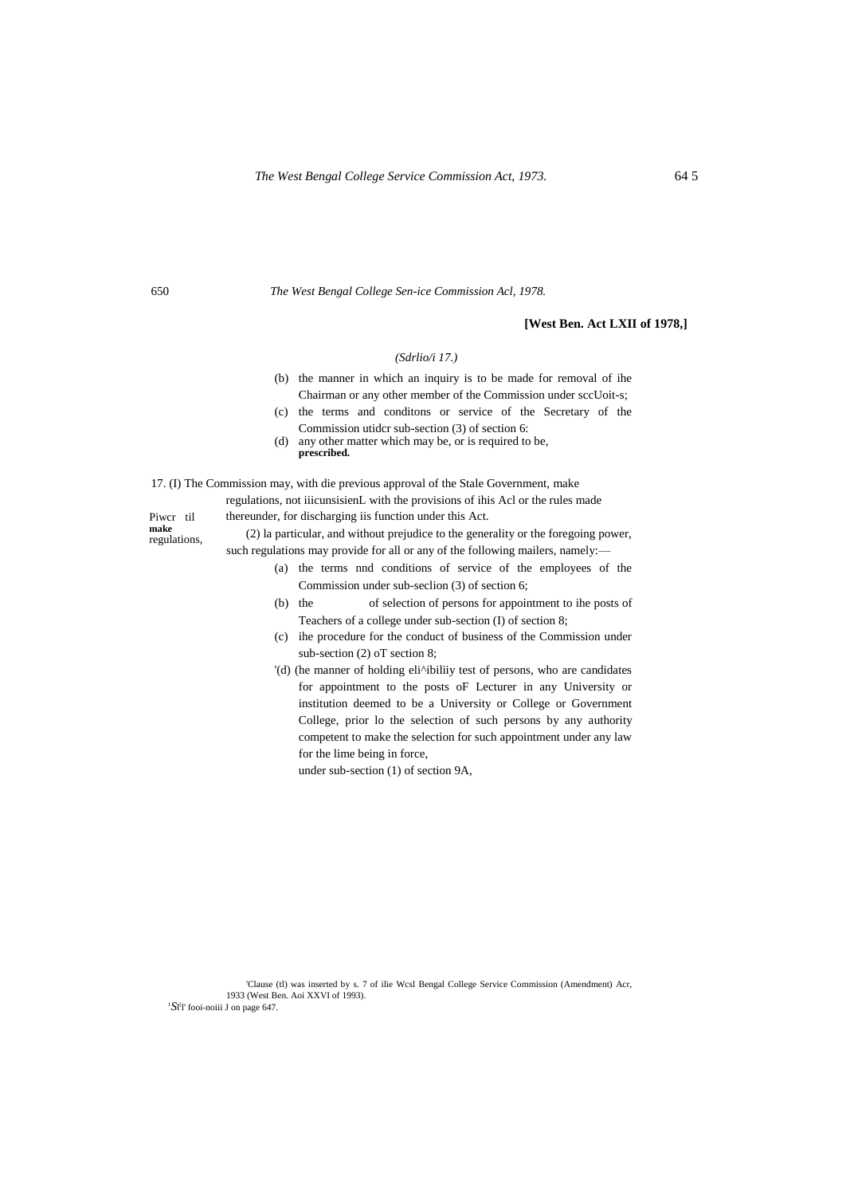**[West Ben. Act LXII of 1978,]**

*(Sdrlio/i 17.)*

(b) the manner in which an inquiry is to be made for removal of ihe Chairman or any other member of the Commission under sccUoit-s;

(c) the terms and conditons or service of the Secretary of the Commission utidcr sub-section (3) of section 6:

(d) any other matter which may be, or is required to be, **prescribed.**

Piwcr til **make** regulations,

17. (I) The Commission may, with die previous approval of the Stale Government, make regulations, not iiicunsisienL with the provisions of ihis Acl or the rules made thereunder, for discharging iis function under this Act.

(2) la particular, and without prejudice to the generality or the foregoing power, such regulations may provide for all or any of the following mailers, namely:—

(a) the terms nnd conditions of service of the employees of the Commission under sub-seclion (3) of section 6;

(b) the of selection of persons for appointment to ihe posts of Teachers of a college under sub-section (I) of section 8;

(c) ihe procedure for the conduct of business of the Commission under sub-section (2) oT section 8;

'(d) (he manner of holding eli^ibiliiy test of persons, who are candidates for appointment to the posts oF Lecturer in any University or institution deemed to be a University or College or Government College, prior lo the selection of such persons by any authority competent to make the selection for such appointment under any law for the lime being in force,

under sub-section (1) of section 9A,

'Clause (tl) was inserted by s. 7 of ilie Wcsl Bengal College Service Commission (Amendment) Acr, 1933 (West Ben. Aoi XXVI of 1993).

[1]*Sl*'l' fooi-noiii J on page 647.